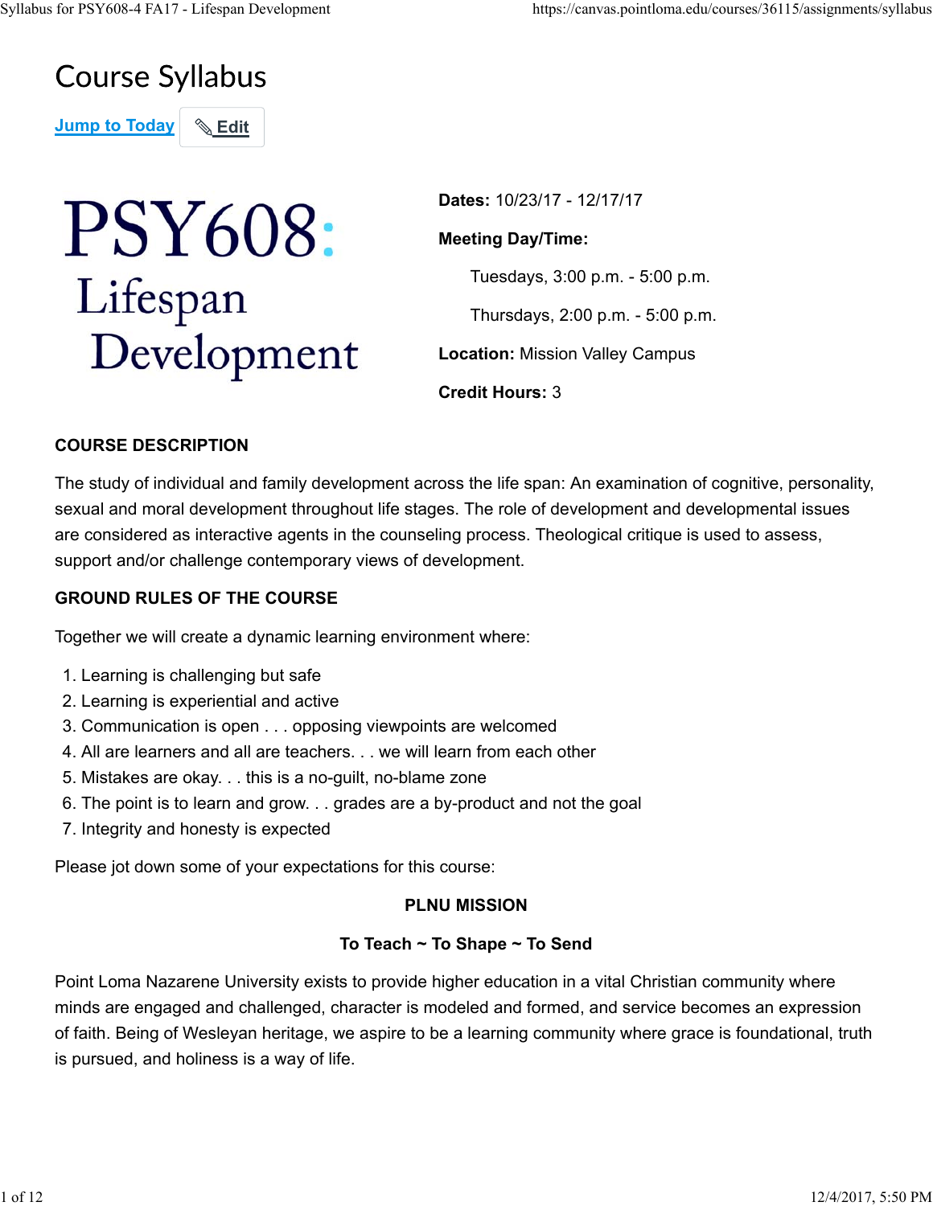# Course Syllabus

Jump to Today | Edit

# PSY608: Lifespan Development

**Dates:** 10/23/17 - 12/17/17

**Meeting Day/Time:**

Tuesdays, 3:00 p.m. - 5:00 p.m.

Thursdays, 2:00 p.m. - 5:00 p.m.

**Location:** Mission Valley Campus

**Credit Hours:** 3

### COURSE DESCRIPTION

The study of individual and family development across the life span: An examination of cognitive, personality, sexual and moral development throughout life stages. The role of development and developmental issues are considered as interactive agents in the counseling process. Theological critique is used to assess, support and/or challenge contemporary views of development.

### GROUND RULES OF THE COURSE

Together we will create a dynamic learning environment where:

1. Learning is challenging but safe
2. Learning is experiential and active
3. Communication is open . . . opposing viewpoints are welcomed
4. All are learners and all are teachers. . . we will learn from each other
5. Mistakes are okay. . . this is a no-guilt, no-blame zone
6. The point is to learn and grow. . . grades are a by-product and not the goal
7. Integrity and honesty is expected

Please jot down some of your expectations for this course:

### PLNU MISSION

**To Teach ~ To Shape ~ To Send**

Point Loma Nazarene University exists to provide higher education in a vital Christian community where minds are engaged and challenged, character is modeled and formed, and service becomes an expression of faith. Being of Wesleyan heritage, we aspire to be a learning community where grace is foundational, truth is pursued, and holiness is a way of life.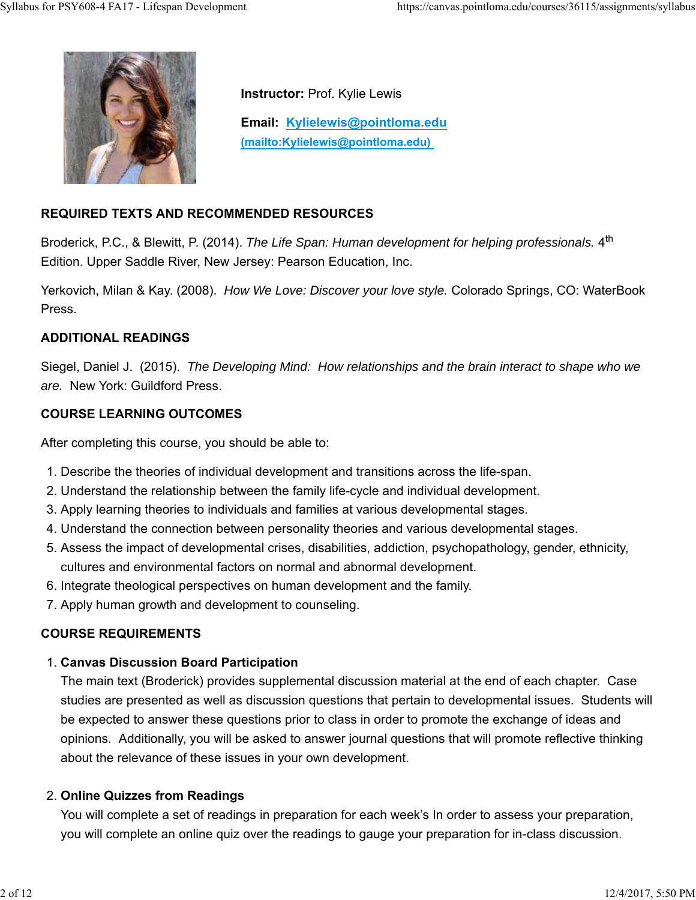**Instructor:** Prof. Kylie Lewis

**Email:** [Kylielewis@pointloma.edu](mailto:Kylielewis@pointloma.edu) (mailto:Kylielewis@pointloma.edu)

## REQUIRED TEXTS AND RECOMMENDED RESOURCES

Broderick, P.C., & Blewitt, P. (2014). *The Life Span: Human development for helping professionals.* 4th Edition. Upper Saddle River, New Jersey: Pearson Education, Inc.

Yerkovich, Milan & Kay. (2008). *How We Love: Discover your love style.* Colorado Springs, CO: WaterBook Press.

## ADDITIONAL READINGS

Siegel, Daniel J. (2015). *The Developing Mind: How relationships and the brain interact to shape who we are.* New York: Guildford Press.

## COURSE LEARNING OUTCOMES

After completing this course, you should be able to:

1. Describe the theories of individual development and transitions across the life-span.
2. Understand the relationship between the family life-cycle and individual development.
3. Apply learning theories to individuals and families at various developmental stages.
4. Understand the connection between personality theories and various developmental stages.
5. Assess the impact of developmental crises, disabilities, addiction, psychopathology, gender, ethnicity, cultures and environmental factors on normal and abnormal development.
6. Integrate theological perspectives on human development and the family.
7. Apply human growth and development to counseling.

## COURSE REQUIREMENTS

1. **Canvas Discussion Board Participation**
   The main text (Broderick) provides supplemental discussion material at the end of each chapter. Case studies are presented as well as discussion questions that pertain to developmental issues. Students will be expected to answer these questions prior to class in order to promote the exchange of ideas and opinions. Additionally, you will be asked to answer journal questions that will promote reflective thinking about the relevance of these issues in your own development.

2. **Online Quizzes from Readings**
   You will complete a set of readings in preparation for each week's In order to assess your preparation, you will complete an online quiz over the readings to gauge your preparation for in-class discussion.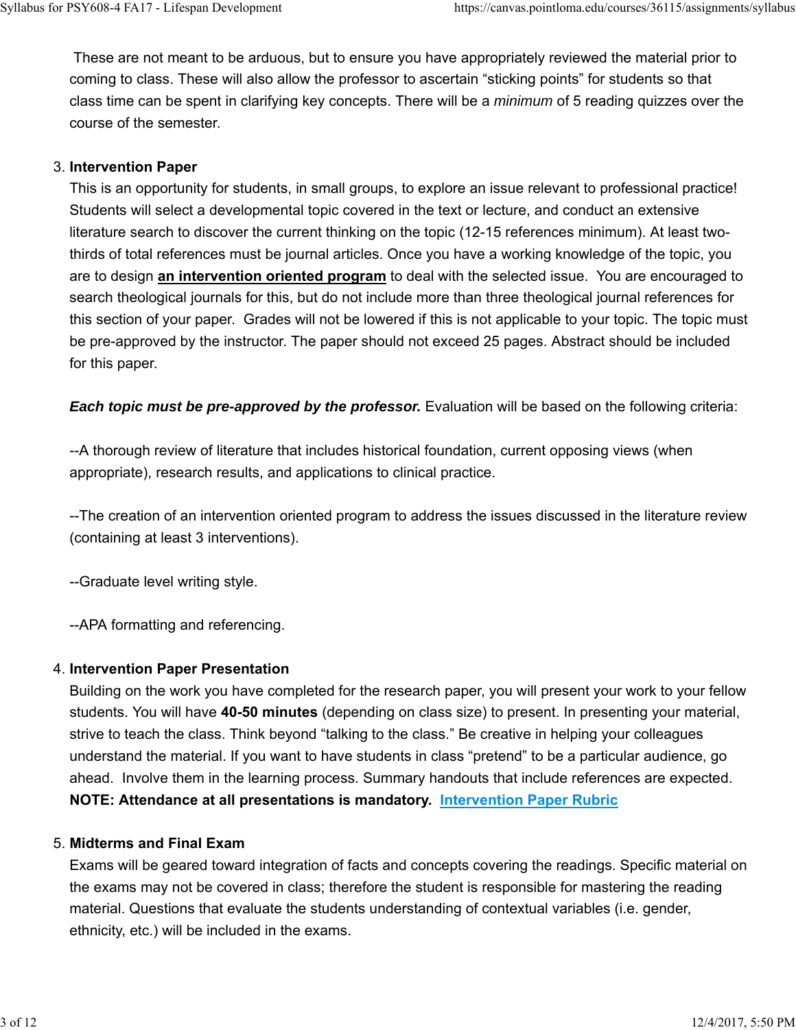These are not meant to be arduous, but to ensure you have appropriately reviewed the material prior to coming to class. These will also allow the professor to ascertain "sticking points" for students so that class time can be spent in clarifying key concepts. There will be a *minimum* of 5 reading quizzes over the course of the semester.

3. **Intervention Paper**
   This is an opportunity for students, in small groups, to explore an issue relevant to professional practice! Students will select a developmental topic covered in the text or lecture, and conduct an extensive literature search to discover the current thinking on the topic (12-15 references minimum). At least two-thirds of total references must be journal articles. Once you have a working knowledge of the topic, you are to design **an intervention oriented program** to deal with the selected issue. You are encouraged to search theological journals for this, but do not include more than three theological journal references for this section of your paper. Grades will not be lowered if this is not applicable to your topic. The topic must be pre-approved by the instructor. The paper should not exceed 25 pages. Abstract should be included for this paper.

   ***Each topic must be pre-approved by the professor.*** Evaluation will be based on the following criteria:

   --A thorough review of literature that includes historical foundation, current opposing views (when appropriate), research results, and applications to clinical practice.

   --The creation of an intervention oriented program to address the issues discussed in the literature review (containing at least 3 interventions).

   --Graduate level writing style.

   --APA formatting and referencing.

4. **Intervention Paper Presentation**
   Building on the work you have completed for the research paper, you will present your work to your fellow students. You will have **40-50 minutes** (depending on class size) to present. In presenting your material, strive to teach the class. Think beyond "talking to the class." Be creative in helping your colleagues understand the material. If you want to have students in class "pretend" to be a particular audience, go ahead. Involve them in the learning process. Summary handouts that include references are expected. **NOTE: Attendance at all presentations is mandatory.** Intervention Paper Rubric

5. **Midterms and Final Exam**
   Exams will be geared toward integration of facts and concepts covering the readings. Specific material on the exams may not be covered in class; therefore the student is responsible for mastering the reading material. Questions that evaluate the students understanding of contextual variables (i.e. gender, ethnicity, etc.) will be included in the exams.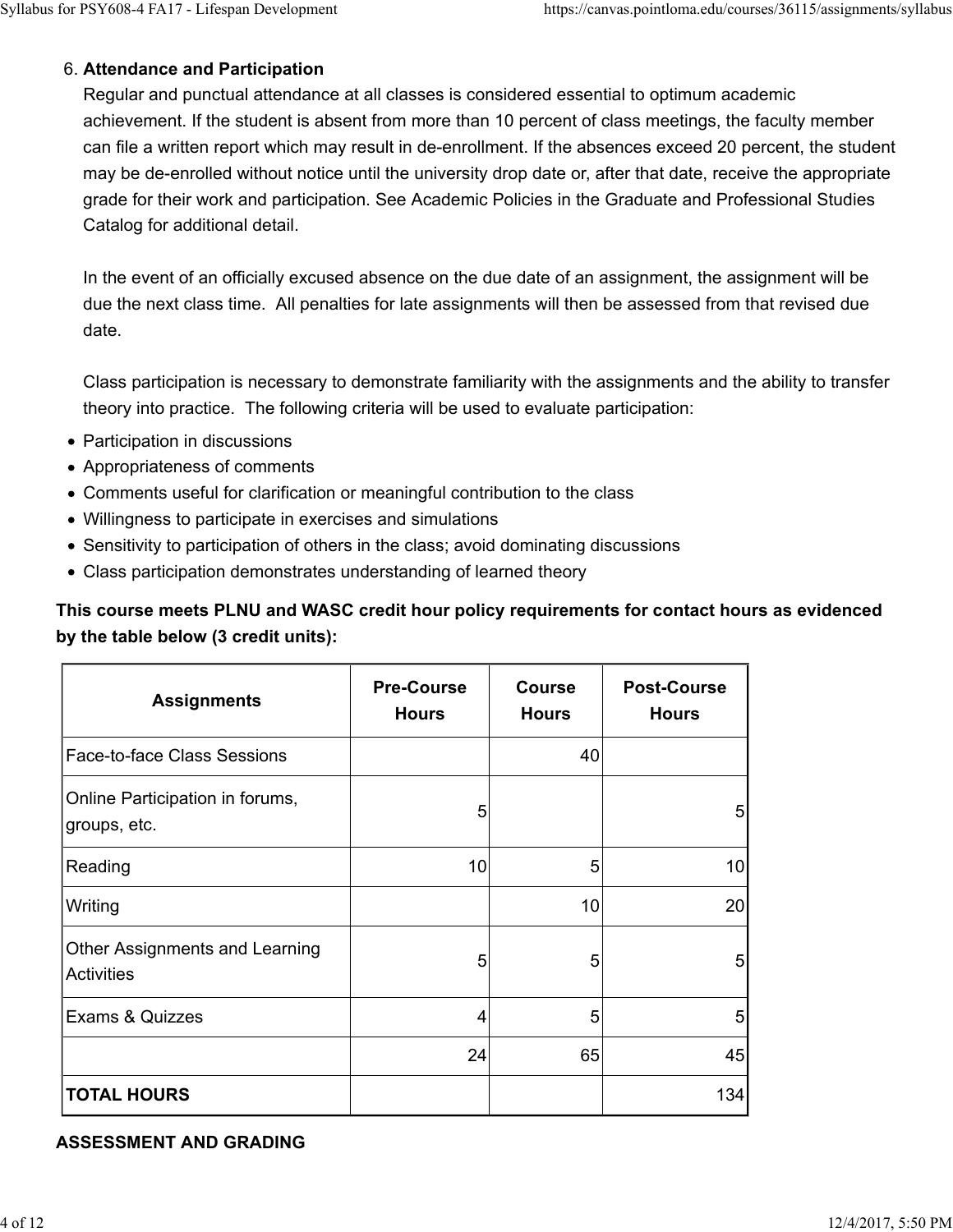6. **Attendance and Participation**

   Regular and punctual attendance at all classes is considered essential to optimum academic achievement. If the student is absent from more than 10 percent of class meetings, the faculty member can file a written report which may result in de-enrollment. If the absences exceed 20 percent, the student may be de-enrolled without notice until the university drop date or, after that date, receive the appropriate grade for their work and participation. See Academic Policies in the Graduate and Professional Studies Catalog for additional detail.

   In the event of an officially excused absence on the due date of an assignment, the assignment will be due the next class time. All penalties for late assignments will then be assessed from that revised due date.

   Class participation is necessary to demonstrate familiarity with the assignments and the ability to transfer theory into practice. The following criteria will be used to evaluate participation:

- Participation in discussions
- Appropriateness of comments
- Comments useful for clarification or meaningful contribution to the class
- Willingness to participate in exercises and simulations
- Sensitivity to participation of others in the class; avoid dominating discussions
- Class participation demonstrates understanding of learned theory

**This course meets PLNU and WASC credit hour policy requirements for contact hours as evidenced by the table below (3 credit units):**

| Assignments | Pre-Course Hours | Course Hours | Post-Course Hours |
|---|---|---|---|
| Face-to-face Class Sessions | | 40 | |
| Online Participation in forums, groups, etc. | 5 | | 5 |
| Reading | 10 | 5 | 10 |
| Writing | | 10 | 20 |
| Other Assignments and Learning Activities | 5 | 5 | 5 |
| Exams & Quizzes | 4 | 5 | 5 |
| | 24 | 65 | 45 |
| **TOTAL HOURS** | | | 134 |

**ASSESSMENT AND GRADING**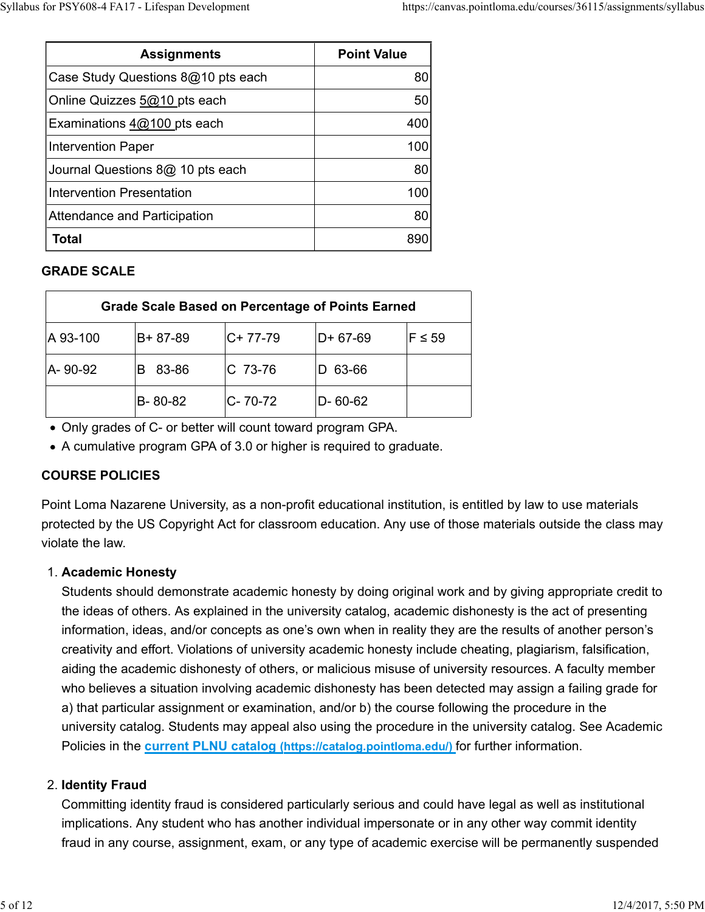| Assignments | Point Value |
|---|---|
| Case Study Questions 8@10 pts each | 80 |
| Online Quizzes 5@10 pts each | 50 |
| Examinations 4@100 pts each | 400 |
| Intervention Paper | 100 |
| Journal Questions 8@ 10 pts each | 80 |
| Intervention Presentation | 100 |
| Attendance and Participation | 80 |
| **Total** | 890 |

## GRADE SCALE

| Grade Scale Based on Percentage of Points Earned | | | | |
|---|---|---|---|---|
| A 93-100 | B+ 87-89 | C+ 77-79 | D+ 67-69 | F ≤ 59 |
| A- 90-92 | B 83-86 | C 73-76 | D 63-66 | |
| | B- 80-82 | C- 70-72 | D- 60-62 | |

- Only grades of C- or better will count toward program GPA.
- A cumulative program GPA of 3.0 or higher is required to graduate.

## COURSE POLICIES

Point Loma Nazarene University, as a non-profit educational institution, is entitled by law to use materials protected by the US Copyright Act for classroom education. Any use of those materials outside the class may violate the law.

1. **Academic Honesty**
   Students should demonstrate academic honesty by doing original work and by giving appropriate credit to the ideas of others. As explained in the university catalog, academic dishonesty is the act of presenting information, ideas, and/or concepts as one's own when in reality they are the results of another person's creativity and effort. Violations of university academic honesty include cheating, plagiarism, falsification, aiding the academic dishonesty of others, or malicious misuse of university resources. A faculty member who believes a situation involving academic dishonesty has been detected may assign a failing grade for a) that particular assignment or examination, and/or b) the course following the procedure in the university catalog. Students may appeal also using the procedure in the university catalog. See Academic Policies in the [current PLNU catalog (https://catalog.pointloma.edu/)](https://catalog.pointloma.edu/) for further information.

2. **Identity Fraud**
   Committing identity fraud is considered particularly serious and could have legal as well as institutional implications. Any student who has another individual impersonate or in any other way commit identity fraud in any course, assignment, exam, or any type of academic exercise will be permanently suspended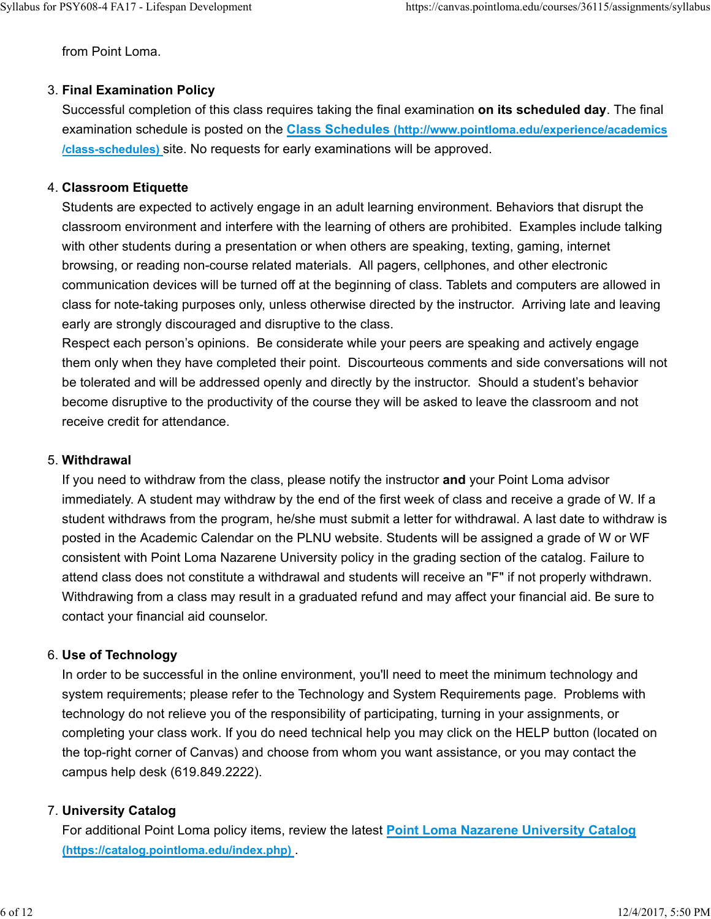from Point Loma.

3. **Final Examination Policy**
   Successful completion of this class requires taking the final examination **on its scheduled day**. The final examination schedule is posted on the [Class Schedules (http://www.pointloma.edu/experience/academics/class-schedules)](http://www.pointloma.edu/experience/academics/class-schedules) site. No requests for early examinations will be approved.

4. **Classroom Etiquette**
   Students are expected to actively engage in an adult learning environment. Behaviors that disrupt the classroom environment and interfere with the learning of others are prohibited. Examples include talking with other students during a presentation or when others are speaking, texting, gaming, internet browsing, or reading non-course related materials. All pagers, cellphones, and other electronic communication devices will be turned off at the beginning of class. Tablets and computers are allowed in class for note-taking purposes only, unless otherwise directed by the instructor. Arriving late and leaving early are strongly discouraged and disruptive to the class.
   Respect each person's opinions. Be considerate while your peers are speaking and actively engage them only when they have completed their point. Discourteous comments and side conversations will not be tolerated and will be addressed openly and directly by the instructor. Should a student's behavior become disruptive to the productivity of the course they will be asked to leave the classroom and not receive credit for attendance.

5. **Withdrawal**
   If you need to withdraw from the class, please notify the instructor **and** your Point Loma advisor immediately. A student may withdraw by the end of the first week of class and receive a grade of W. If a student withdraws from the program, he/she must submit a letter for withdrawal. A last date to withdraw is posted in the Academic Calendar on the PLNU website. Students will be assigned a grade of W or WF consistent with Point Loma Nazarene University policy in the grading section of the catalog. Failure to attend class does not constitute a withdrawal and students will receive an "F" if not properly withdrawn. Withdrawing from a class may result in a graduated refund and may affect your financial aid. Be sure to contact your financial aid counselor.

6. **Use of Technology**
   In order to be successful in the online environment, you'll need to meet the minimum technology and system requirements; please refer to the Technology and System Requirements page. Problems with technology do not relieve you of the responsibility of participating, turning in your assignments, or completing your class work. If you do need technical help you may click on the HELP button (located on the top-right corner of Canvas) and choose from whom you want assistance, or you may contact the campus help desk (619.849.2222).

7. **University Catalog**
   For additional Point Loma policy items, review the latest [Point Loma Nazarene University Catalog (https://catalog.pointloma.edu/index.php)](https://catalog.pointloma.edu/index.php).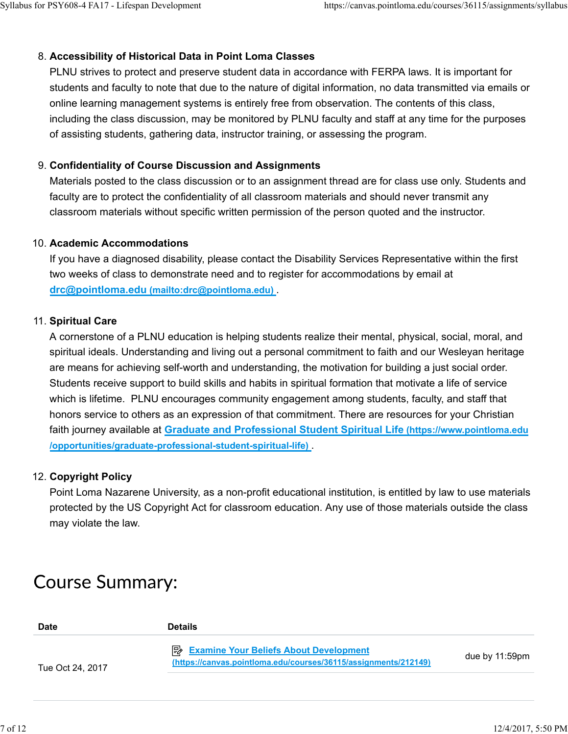8. **Accessibility of Historical Data in Point Loma Classes**
   PLNU strives to protect and preserve student data in accordance with FERPA laws. It is important for students and faculty to note that due to the nature of digital information, no data transmitted via emails or online learning management systems is entirely free from observation. The contents of this class, including the class discussion, may be monitored by PLNU faculty and staff at any time for the purposes of assisting students, gathering data, instructor training, or assessing the program.

9. **Confidentiality of Course Discussion and Assignments**
   Materials posted to the class discussion or to an assignment thread are for class use only. Students and faculty are to protect the confidentiality of all classroom materials and should never transmit any classroom materials without specific written permission of the person quoted and the instructor.

10. **Academic Accommodations**
    If you have a diagnosed disability, please contact the Disability Services Representative within the first two weeks of class to demonstrate need and to register for accommodations by email at [drc@pointloma.edu (mailto:drc@pointloma.edu)](mailto:drc@pointloma.edu).

11. **Spiritual Care**
    A cornerstone of a PLNU education is helping students realize their mental, physical, social, moral, and spiritual ideals. Understanding and living out a personal commitment to faith and our Wesleyan heritage are means for achieving self-worth and understanding, the motivation for building a just social order. Students receive support to build skills and habits in spiritual formation that motivate a life of service which is lifetime. PLNU encourages community engagement among students, faculty, and staff that honors service to others as an expression of that commitment. There are resources for your Christian faith journey available at [Graduate and Professional Student Spiritual Life (https://www.pointloma.edu/opportunities/graduate-professional-student-spiritual-life)](https://www.pointloma.edu/opportunities/graduate-professional-student-spiritual-life).

12. **Copyright Policy**
    Point Loma Nazarene University, as a non-profit educational institution, is entitled by law to use materials protected by the US Copyright Act for classroom education. Any use of those materials outside the class may violate the law.

# Course Summary:

| Date | Details | |
|---|---|---|
| Tue Oct 24, 2017 | [Examine Your Beliefs About Development (https://canvas.pointloma.edu/courses/36115/assignments/212149)](https://canvas.pointloma.edu/courses/36115/assignments/212149) | due by 11:59pm |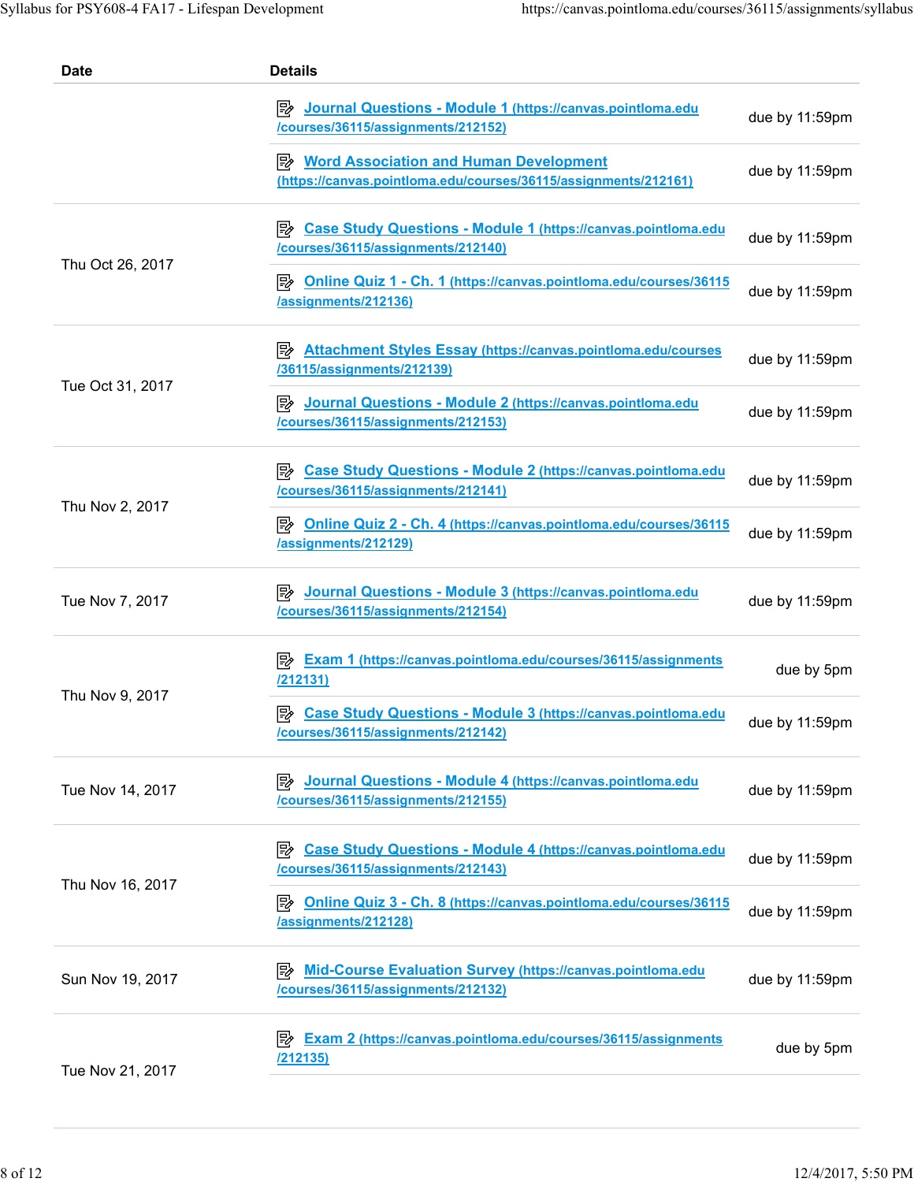| Date | Details | |
|---|---|---|
| | Journal Questions - Module 1 (https://canvas.pointloma.edu/courses/36115/assignments/212152) | due by 11:59pm |
| | Word Association and Human Development (https://canvas.pointloma.edu/courses/36115/assignments/212161) | due by 11:59pm |
| Thu Oct 26, 2017 | Case Study Questions - Module 1 (https://canvas.pointloma.edu/courses/36115/assignments/212140) | due by 11:59pm |
| | Online Quiz 1 - Ch. 1 (https://canvas.pointloma.edu/courses/36115/assignments/212136) | due by 11:59pm |
| Tue Oct 31, 2017 | Attachment Styles Essay (https://canvas.pointloma.edu/courses/36115/assignments/212139) | due by 11:59pm |
| | Journal Questions - Module 2 (https://canvas.pointloma.edu/courses/36115/assignments/212153) | due by 11:59pm |
| Thu Nov 2, 2017 | Case Study Questions - Module 2 (https://canvas.pointloma.edu/courses/36115/assignments/212141) | due by 11:59pm |
| | Online Quiz 2 - Ch. 4 (https://canvas.pointloma.edu/courses/36115/assignments/212129) | due by 11:59pm |
| Tue Nov 7, 2017 | Journal Questions - Module 3 (https://canvas.pointloma.edu/courses/36115/assignments/212154) | due by 11:59pm |
| Thu Nov 9, 2017 | Exam 1 (https://canvas.pointloma.edu/courses/36115/assignments/212131) | due by 5pm |
| | Case Study Questions - Module 3 (https://canvas.pointloma.edu/courses/36115/assignments/212142) | due by 11:59pm |
| Tue Nov 14, 2017 | Journal Questions - Module 4 (https://canvas.pointloma.edu/courses/36115/assignments/212155) | due by 11:59pm |
| Thu Nov 16, 2017 | Case Study Questions - Module 4 (https://canvas.pointloma.edu/courses/36115/assignments/212143) | due by 11:59pm |
| | Online Quiz 3 - Ch. 8 (https://canvas.pointloma.edu/courses/36115/assignments/212128) | due by 11:59pm |
| Sun Nov 19, 2017 | Mid-Course Evaluation Survey (https://canvas.pointloma.edu/courses/36115/assignments/212132) | due by 11:59pm |
| Tue Nov 21, 2017 | Exam 2 (https://canvas.pointloma.edu/courses/36115/assignments/212135) | due by 5pm |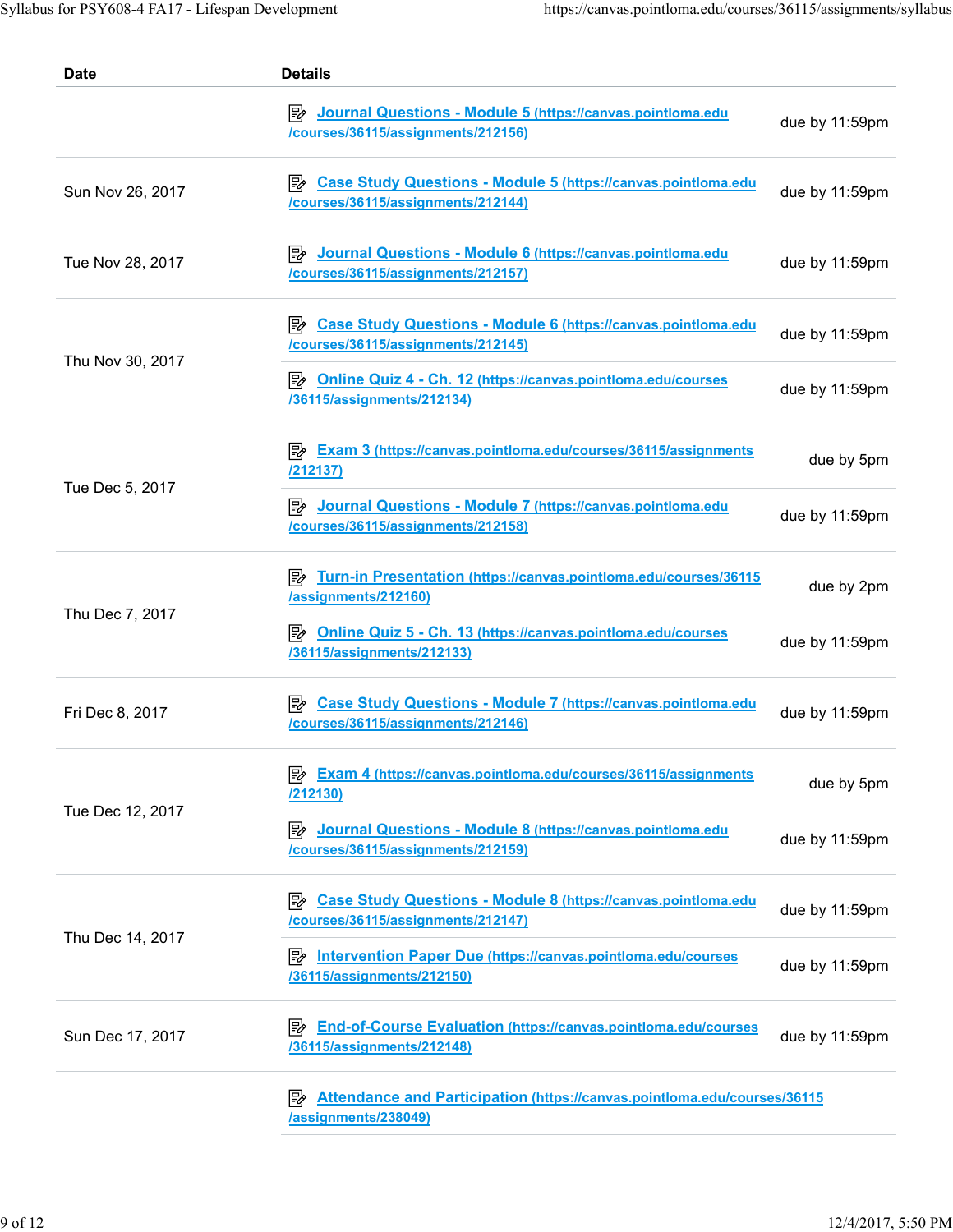| Date | Details | |
|---|---|---|
| | Journal Questions - Module 5 (https://canvas.pointloma.edu/courses/36115/assignments/212156) | due by 11:59pm |
| Sun Nov 26, 2017 | Case Study Questions - Module 5 (https://canvas.pointloma.edu/courses/36115/assignments/212144) | due by 11:59pm |
| Tue Nov 28, 2017 | Journal Questions - Module 6 (https://canvas.pointloma.edu/courses/36115/assignments/212157) | due by 11:59pm |
| Thu Nov 30, 2017 | Case Study Questions - Module 6 (https://canvas.pointloma.edu/courses/36115/assignments/212145) | due by 11:59pm |
| | Online Quiz 4 - Ch. 12 (https://canvas.pointloma.edu/courses/36115/assignments/212134) | due by 11:59pm |
| Tue Dec 5, 2017 | Exam 3 (https://canvas.pointloma.edu/courses/36115/assignments/212137) | due by 5pm |
| | Journal Questions - Module 7 (https://canvas.pointloma.edu/courses/36115/assignments/212158) | due by 11:59pm |
| Thu Dec 7, 2017 | Turn-in Presentation (https://canvas.pointloma.edu/courses/36115/assignments/212160) | due by 2pm |
| | Online Quiz 5 - Ch. 13 (https://canvas.pointloma.edu/courses/36115/assignments/212133) | due by 11:59pm |
| Fri Dec 8, 2017 | Case Study Questions - Module 7 (https://canvas.pointloma.edu/courses/36115/assignments/212146) | due by 11:59pm |
| Tue Dec 12, 2017 | Exam 4 (https://canvas.pointloma.edu/courses/36115/assignments/212130) | due by 5pm |
| | Journal Questions - Module 8 (https://canvas.pointloma.edu/courses/36115/assignments/212159) | due by 11:59pm |
| Thu Dec 14, 2017 | Case Study Questions - Module 8 (https://canvas.pointloma.edu/courses/36115/assignments/212147) | due by 11:59pm |
| | Intervention Paper Due (https://canvas.pointloma.edu/courses/36115/assignments/212150) | due by 11:59pm |
| Sun Dec 17, 2017 | End-of-Course Evaluation (https://canvas.pointloma.edu/courses/36115/assignments/212148) | due by 11:59pm |
| | Attendance and Participation (https://canvas.pointloma.edu/courses/36115/assignments/238049) | |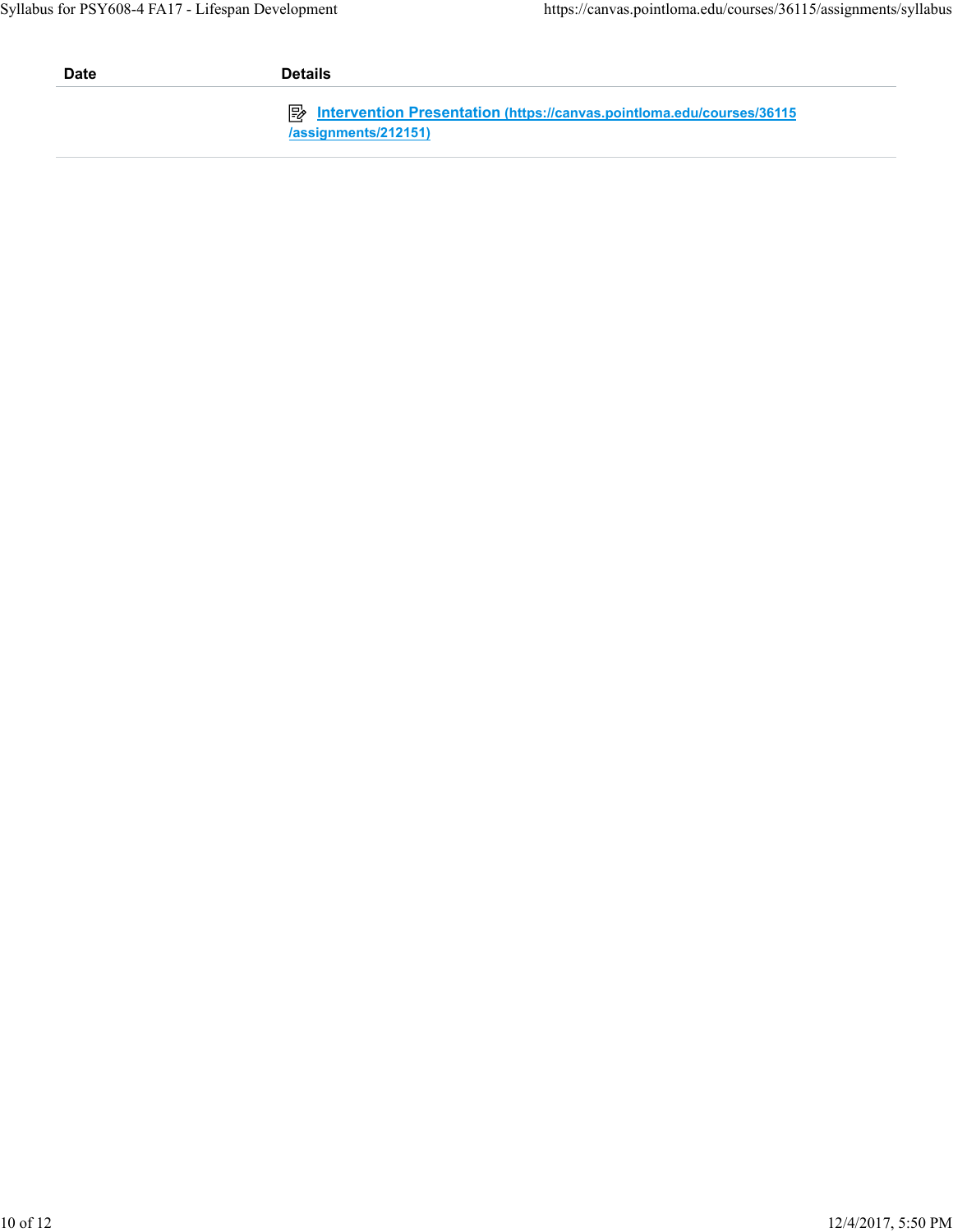| Date | Details |
| --- | --- |
| | Intervention Presentation (https://canvas.pointloma.edu/courses/36115/assignments/212151) |